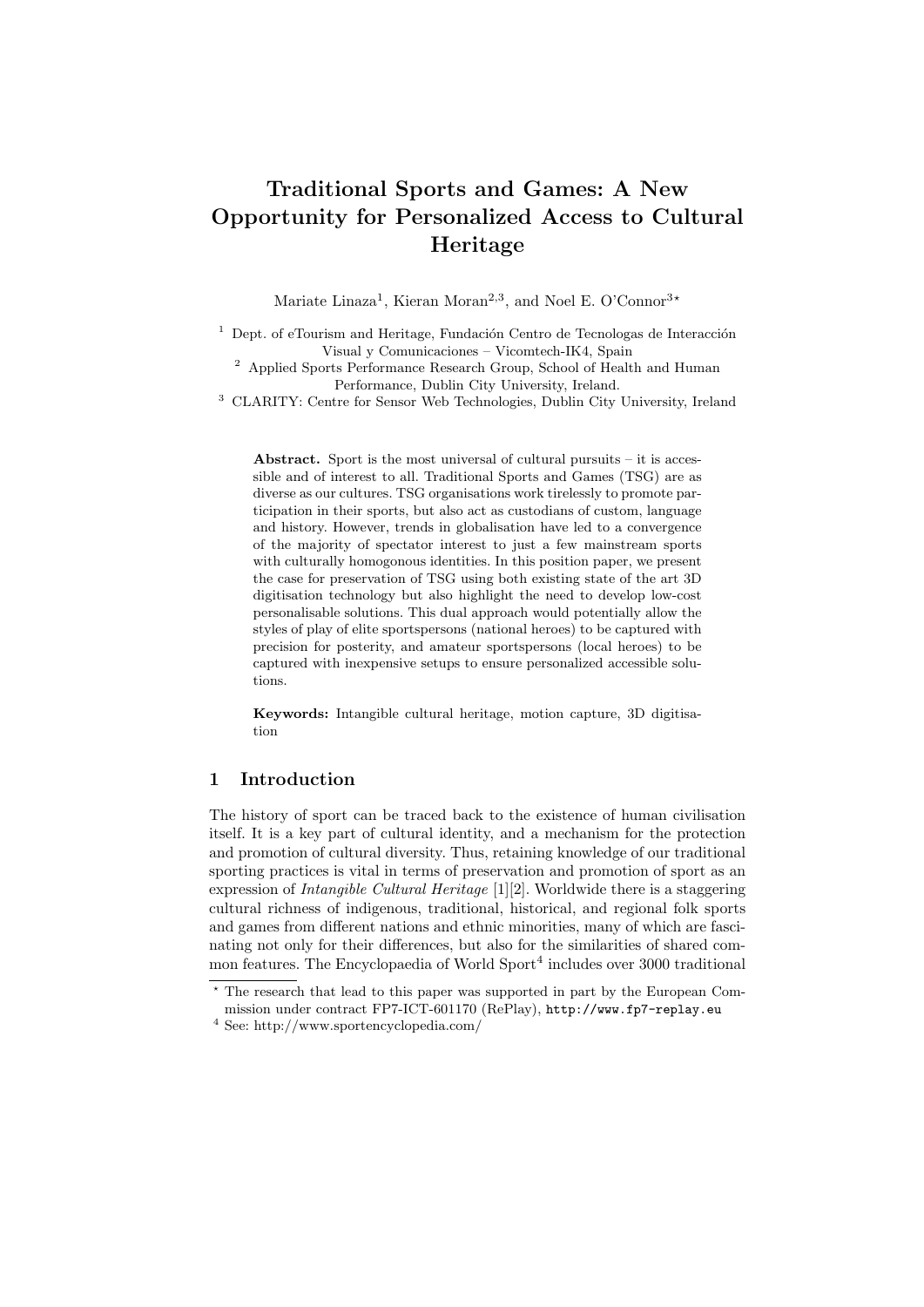# Traditional Sports and Games: A New Opportunity for Personalized Access to Cultural Heritage

Mariate Linaza[1], Kieran Moran[2,3], and Noel E. O'Connor[3*]

[1] Dept. of eTourism and Heritage, Fundación Centro de Tecnologas de Interacción Visual y Comunicaciones – Vicomtech-IK4, Spain
[2] Applied Sports Performance Research Group, School of Health and Human Performance, Dublin City University, Ireland.
[3] CLARITY: Centre for Sensor Web Technologies, Dublin City University, Ireland

**Abstract.** Sport is the most universal of cultural pursuits – it is accessible and of interest to all. Traditional Sports and Games (TSG) are as diverse as our cultures. TSG organisations work tirelessly to promote participation in their sports, but also act as custodians of custom, language and history. However, trends in globalisation have led to a convergence of the majority of spectator interest to just a few mainstream sports with culturally homogonous identities. In this position paper, we present the case for preservation of TSG using both existing state of the art 3D digitisation technology but also highlight the need to develop low-cost personalisable solutions. This dual approach would potentially allow the styles of play of elite sportspersons (national heroes) to be captured with precision for posterity, and amateur sportspersons (local heroes) to be captured with inexpensive setups to ensure personalized accessible solutions.

**Keywords:** Intangible cultural heritage, motion capture, 3D digitisation

## 1 Introduction

The history of sport can be traced back to the existence of human civilisation itself. It is a key part of cultural identity, and a mechanism for the protection and promotion of cultural diversity. Thus, retaining knowledge of our traditional sporting practices is vital in terms of preservation and promotion of sport as an expression of *Intangible Cultural Heritage* [1][2]. Worldwide there is a staggering cultural richness of indigenous, traditional, historical, and regional folk sports and games from different nations and ethnic minorities, many of which are fascinating not only for their differences, but also for the similarities of shared common features. The Encyclopaedia of World Sport[4] includes over 3000 traditional

---

* The research that lead to this paper was supported in part by the European Commission under contract FP7-ICT-601170 (RePlay), `http://www.fp7-replay.eu`

[4] See: http://www.sportencyclopedia.com/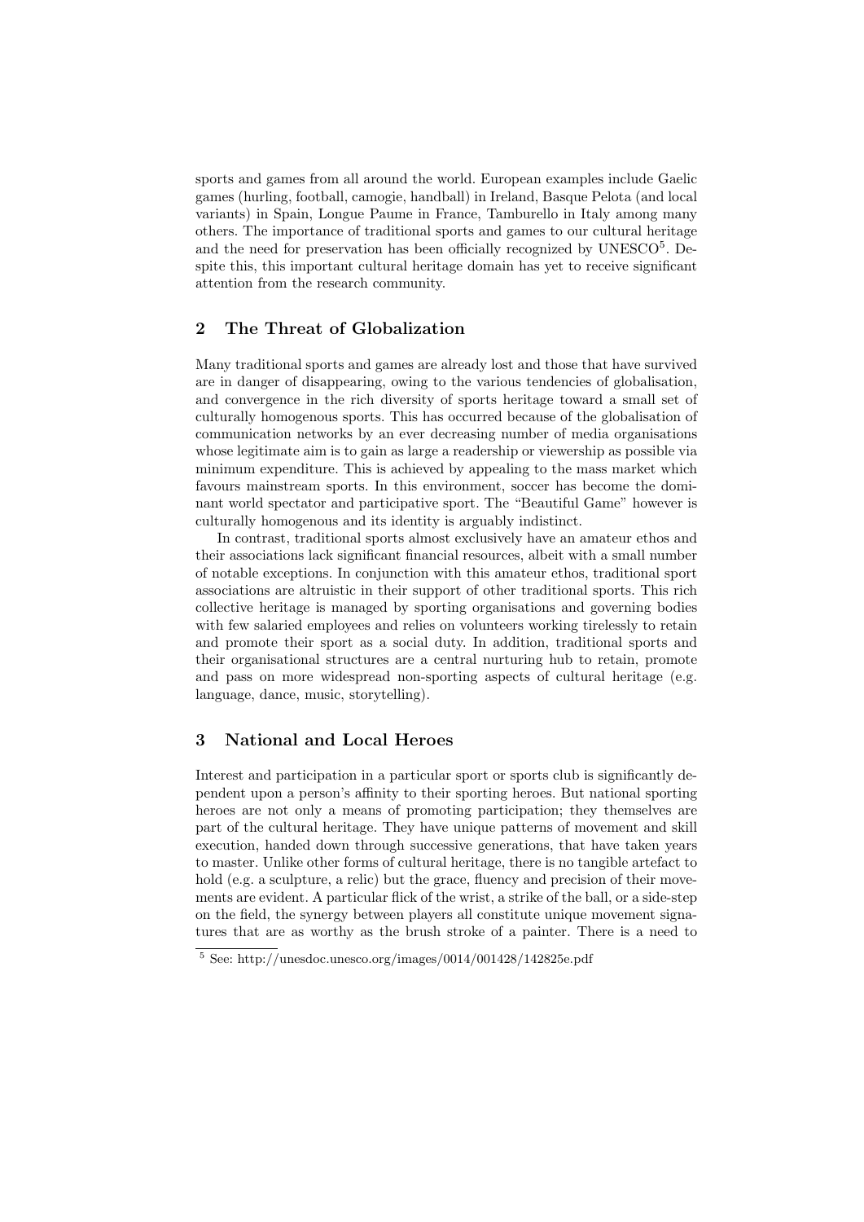sports and games from all around the world. European examples include Gaelic games (hurling, football, camogie, handball) in Ireland, Basque Pelota (and local variants) in Spain, Longue Paume in France, Tamburello in Italy among many others. The importance of traditional sports and games to our cultural heritage and the need for preservation has been officially recognized by UNESCO[5]. Despite this, this important cultural heritage domain has yet to receive significant attention from the research community.

## 2 The Threat of Globalization

Many traditional sports and games are already lost and those that have survived are in danger of disappearing, owing to the various tendencies of globalisation, and convergence in the rich diversity of sports heritage toward a small set of culturally homogenous sports. This has occurred because of the globalisation of communication networks by an ever decreasing number of media organisations whose legitimate aim is to gain as large a readership or viewership as possible via minimum expenditure. This is achieved by appealing to the mass market which favours mainstream sports. In this environment, soccer has become the dominant world spectator and participative sport. The "Beautiful Game" however is culturally homogenous and its identity is arguably indistinct.

In contrast, traditional sports almost exclusively have an amateur ethos and their associations lack significant financial resources, albeit with a small number of notable exceptions. In conjunction with this amateur ethos, traditional sport associations are altruistic in their support of other traditional sports. This rich collective heritage is managed by sporting organisations and governing bodies with few salaried employees and relies on volunteers working tirelessly to retain and promote their sport as a social duty. In addition, traditional sports and their organisational structures are a central nurturing hub to retain, promote and pass on more widespread non-sporting aspects of cultural heritage (e.g. language, dance, music, storytelling).

## 3 National and Local Heroes

Interest and participation in a particular sport or sports club is significantly dependent upon a person's affinity to their sporting heroes. But national sporting heroes are not only a means of promoting participation; they themselves are part of the cultural heritage. They have unique patterns of movement and skill execution, handed down through successive generations, that have taken years to master. Unlike other forms of cultural heritage, there is no tangible artefact to hold (e.g. a sculpture, a relic) but the grace, fluency and precision of their movements are evident. A particular flick of the wrist, a strike of the ball, or a side-step on the field, the synergy between players all constitute unique movement signatures that are as worthy as the brush stroke of a painter. There is a need to

[5] See: http://unesdoc.unesco.org/images/0014/001428/142825e.pdf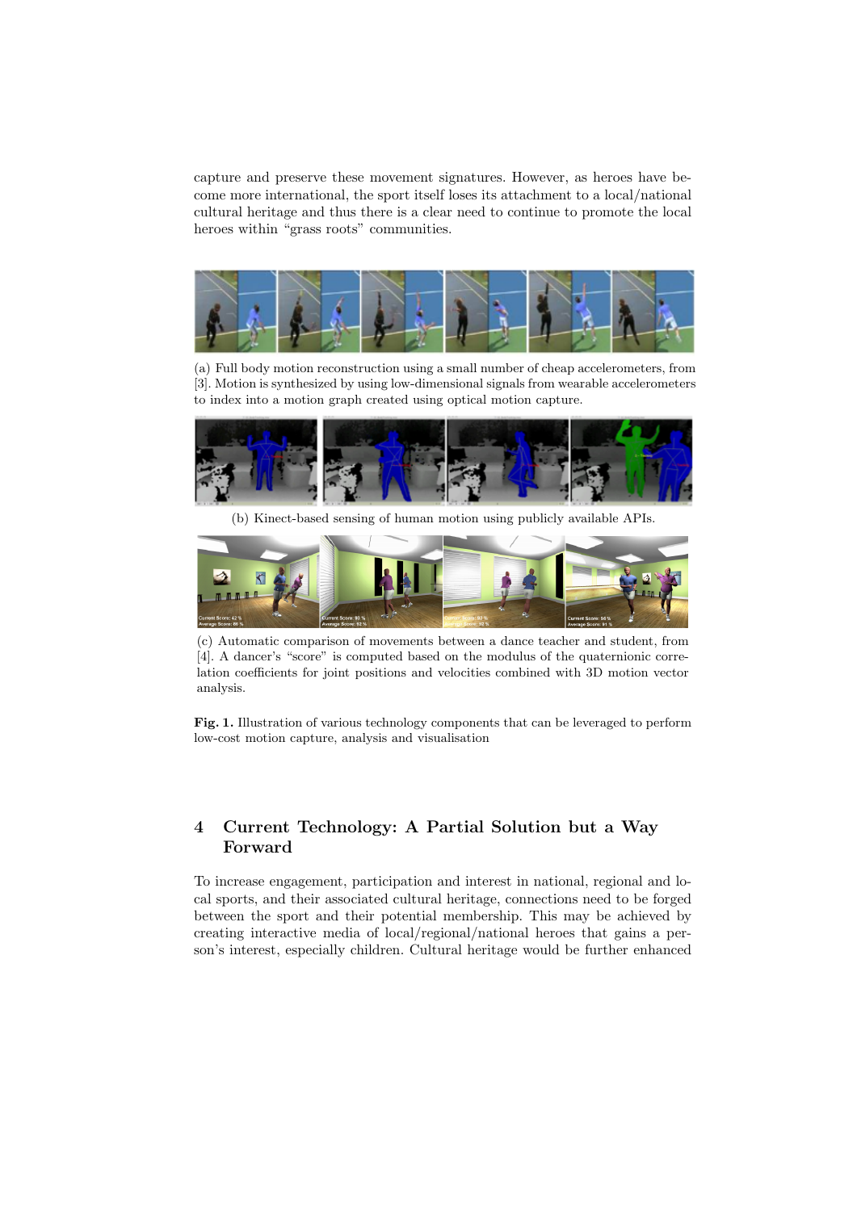capture and preserve these movement signatures. However, as heroes have become more international, the sport itself loses its attachment to a local/national cultural heritage and thus there is a clear need to continue to promote the local heroes within "grass roots" communities.

(a) Full body motion reconstruction using a small number of cheap accelerometers, from [3]. Motion is synthesized by using low-dimensional signals from wearable accelerometers to index into a motion graph created using optical motion capture.

(b) Kinect-based sensing of human motion using publicly available APIs.

(c) Automatic comparison of movements between a dance teacher and student, from [4]. A dancer's "score" is computed based on the modulus of the quaternionic correlation coefficients for joint positions and velocities combined with 3D motion vector analysis.

**Fig. 1.** Illustration of various technology components that can be leveraged to perform low-cost motion capture, analysis and visualisation

## 4 Current Technology: A Partial Solution but a Way Forward

To increase engagement, participation and interest in national, regional and local sports, and their associated cultural heritage, connections need to be forged between the sport and their potential membership. This may be achieved by creating interactive media of local/regional/national heroes that gains a person's interest, especially children. Cultural heritage would be further enhanced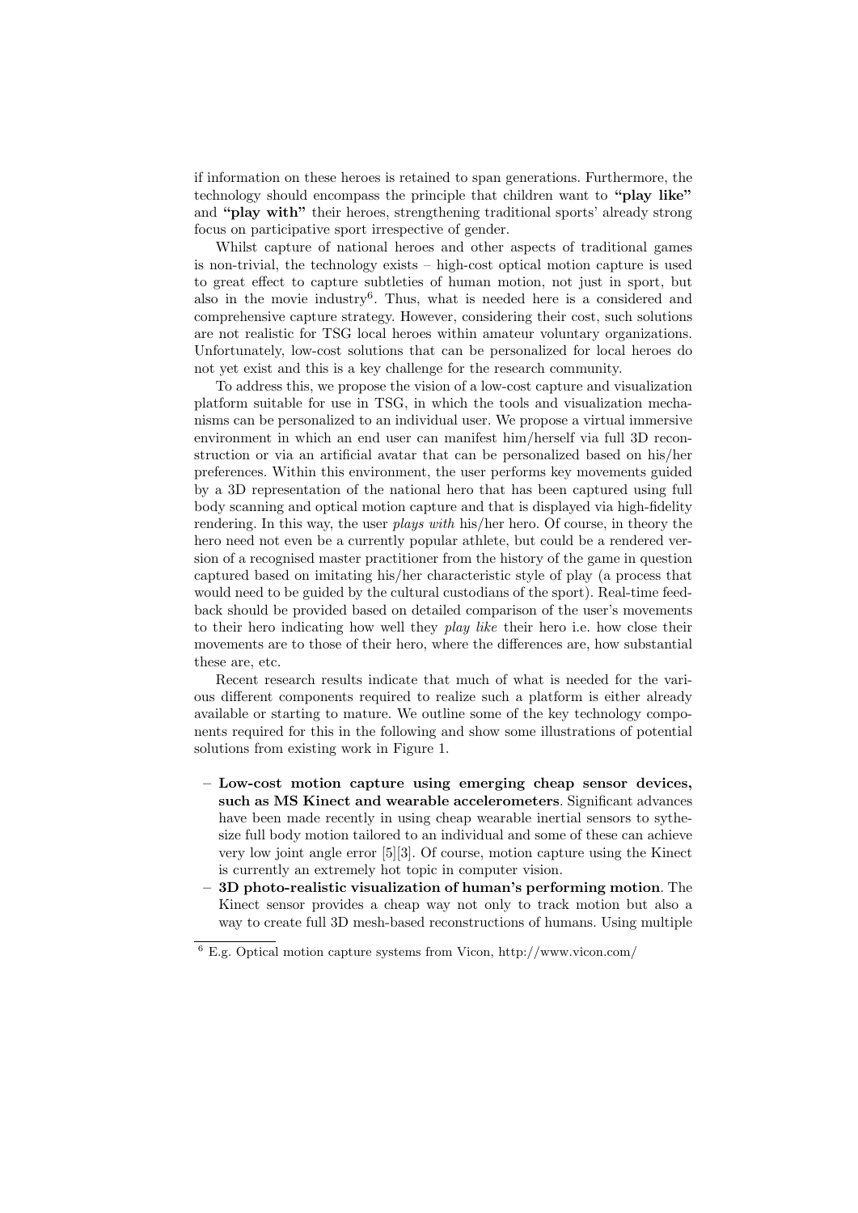if information on these heroes is retained to span generations. Furthermore, the technology should encompass the principle that children want to **"play like"** and **"play with"** their heroes, strengthening traditional sports' already strong focus on participative sport irrespective of gender.

Whilst capture of national heroes and other aspects of traditional games is non-trivial, the technology exists – high-cost optical motion capture is used to great effect to capture subtleties of human motion, not just in sport, but also in the movie industry[6]. Thus, what is needed here is a considered and comprehensive capture strategy. However, considering their cost, such solutions are not realistic for TSG local heroes within amateur voluntary organizations. Unfortunately, low-cost solutions that can be personalized for local heroes do not yet exist and this is a key challenge for the research community.

To address this, we propose the vision of a low-cost capture and visualization platform suitable for use in TSG, in which the tools and visualization mechanisms can be personalized to an individual user. We propose a virtual immersive environment in which an end user can manifest him/herself via full 3D reconstruction or via an artificial avatar that can be personalized based on his/her preferences. Within this environment, the user performs key movements guided by a 3D representation of the national hero that has been captured using full body scanning and optical motion capture and that is displayed via high-fidelity rendering. In this way, the user *plays with* his/her hero. Of course, in theory the hero need not even be a currently popular athlete, but could be a rendered version of a recognised master practitioner from the history of the game in question captured based on imitating his/her characteristic style of play (a process that would need to be guided by the cultural custodians of the sport). Real-time feedback should be provided based on detailed comparison of the user's movements to their hero indicating how well they *play like* their hero i.e. how close their movements are to those of their hero, where the differences are, how substantial these are, etc.

Recent research results indicate that much of what is needed for the various different components required to realize such a platform is either already available or starting to mature. We outline some of the key technology components required for this in the following and show some illustrations of potential solutions from existing work in Figure 1.

- **Low-cost motion capture using emerging cheap sensor devices, such as MS Kinect and wearable accelerometers**. Significant advances have been made recently in using cheap wearable inertial sensors to sythesize full body motion tailored to an individual and some of these can achieve very low joint angle error [5][3]. Of course, motion capture using the Kinect is currently an extremely hot topic in computer vision.
- **3D photo-realistic visualization of human's performing motion**. The Kinect sensor provides a cheap way not only to track motion but also a way to create full 3D mesh-based reconstructions of humans. Using multiple

[6] E.g. Optical motion capture systems from Vicon, http://www.vicon.com/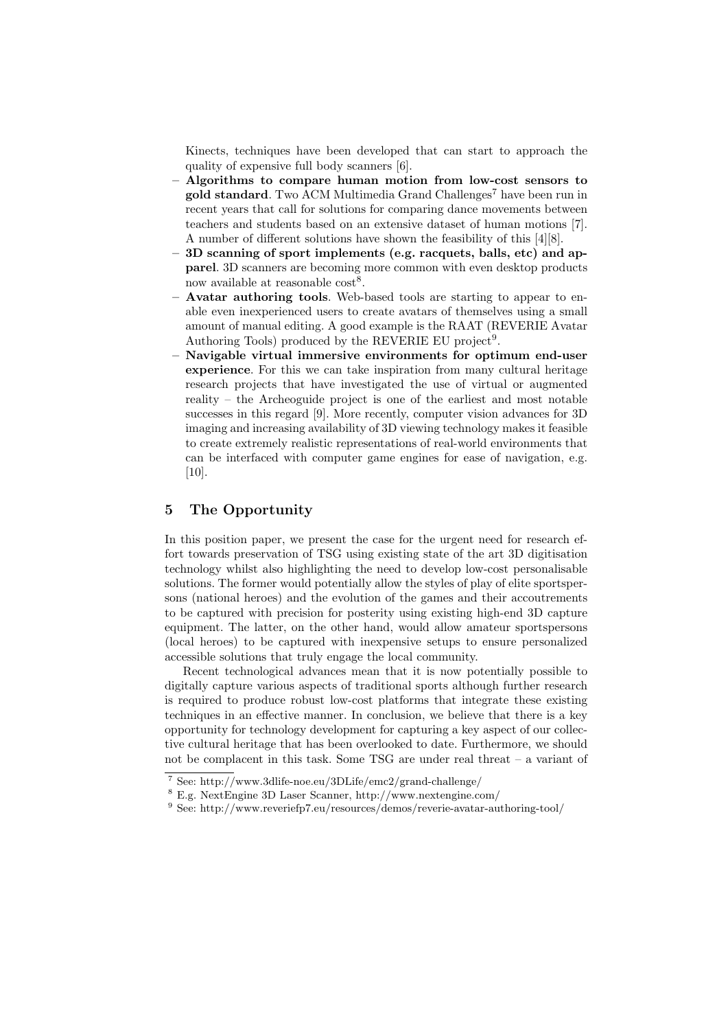Kinects, techniques have been developed that can start to approach the quality of expensive full body scanners [6].

- **Algorithms to compare human motion from low-cost sensors to gold standard**. Two ACM Multimedia Grand Challenges[7] have been run in recent years that call for solutions for comparing dance movements between teachers and students based on an extensive dataset of human motions [7]. A number of different solutions have shown the feasibility of this [4][8].
- **3D scanning of sport implements (e.g. racquets, balls, etc) and apparel**. 3D scanners are becoming more common with even desktop products now available at reasonable cost[8].
- **Avatar authoring tools**. Web-based tools are starting to appear to enable even inexperienced users to create avatars of themselves using a small amount of manual editing. A good example is the RAAT (REVERIE Avatar Authoring Tools) produced by the REVERIE EU project[9].
- **Navigable virtual immersive environments for optimum end-user experience**. For this we can take inspiration from many cultural heritage research projects that have investigated the use of virtual or augmented reality – the Archeoguide project is one of the earliest and most notable successes in this regard [9]. More recently, computer vision advances for 3D imaging and increasing availability of 3D viewing technology makes it feasible to create extremely realistic representations of real-world environments that can be interfaced with computer game engines for ease of navigation, e.g. [10].

## 5 The Opportunity

In this position paper, we present the case for the urgent need for research effort towards preservation of TSG using existing state of the art 3D digitisation technology whilst also highlighting the need to develop low-cost personalisable solutions. The former would potentially allow the styles of play of elite sportspersons (national heroes) and the evolution of the games and their accoutrements to be captured with precision for posterity using existing high-end 3D capture equipment. The latter, on the other hand, would allow amateur sportspersons (local heroes) to be captured with inexpensive setups to ensure personalized accessible solutions that truly engage the local community.

Recent technological advances mean that it is now potentially possible to digitally capture various aspects of traditional sports although further research is required to produce robust low-cost platforms that integrate these existing techniques in an effective manner. In conclusion, we believe that there is a key opportunity for technology development for capturing a key aspect of our collective cultural heritage that has been overlooked to date. Furthermore, we should not be complacent in this task. Some TSG are under real threat – a variant of

[7] See: http://www.3dlife-noe.eu/3DLife/emc2/grand-challenge/

[8] E.g. NextEngine 3D Laser Scanner, http://www.nextengine.com/

[9] See: http://www.reveriefp7.eu/resources/demos/reverie-avatar-authoring-tool/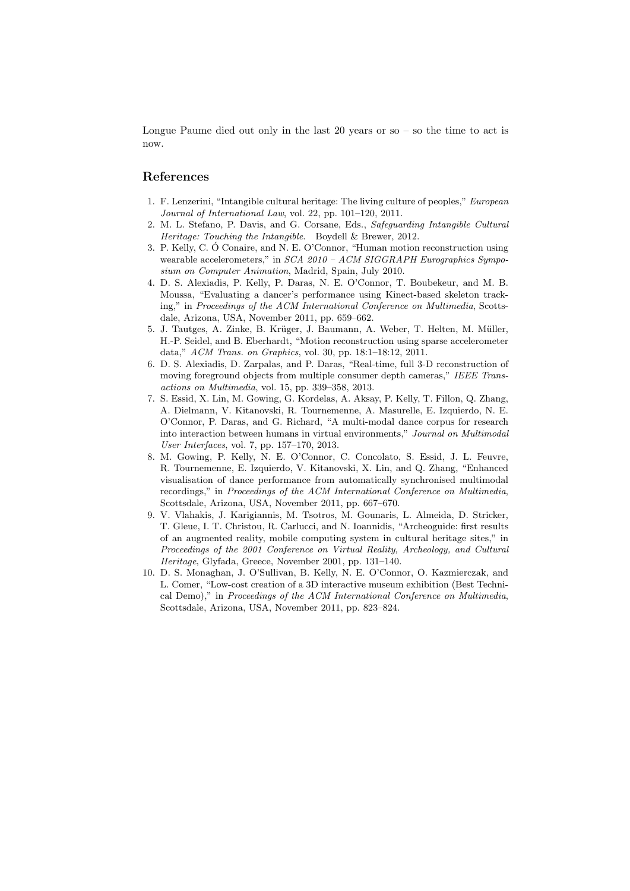Longue Paume died out only in the last 20 years or so – so the time to act is now.

## References

1. F. Lenzerini, "Intangible cultural heritage: The living culture of peoples," *European Journal of International Law*, vol. 22, pp. 101–120, 2011.
2. M. L. Stefano, P. Davis, and G. Corsane, Eds., *Safeguarding Intangible Cultural Heritage: Touching the Intangible*. Boydell & Brewer, 2012.
3. P. Kelly, C. Ó Conaire, and N. E. O'Connor, "Human motion reconstruction using wearable accelerometers," in *SCA 2010 – ACM SIGGRAPH Eurographics Symposium on Computer Animation*, Madrid, Spain, July 2010.
4. D. S. Alexiadis, P. Kelly, P. Daras, N. E. O'Connor, T. Boubekeur, and M. B. Moussa, "Evaluating a dancer's performance using Kinect-based skeleton tracking," in *Proceedings of the ACM International Conference on Multimedia*, Scottsdale, Arizona, USA, November 2011, pp. 659–662.
5. J. Tautges, A. Zinke, B. Krüger, J. Baumann, A. Weber, T. Helten, M. Müller, H.-P. Seidel, and B. Eberhardt, "Motion reconstruction using sparse accelerometer data," *ACM Trans. on Graphics*, vol. 30, pp. 18:1–18:12, 2011.
6. D. S. Alexiadis, D. Zarpalas, and P. Daras, "Real-time, full 3-D reconstruction of moving foreground objects from multiple consumer depth cameras," *IEEE Transactions on Multimedia*, vol. 15, pp. 339–358, 2013.
7. S. Essid, X. Lin, M. Gowing, G. Kordelas, A. Aksay, P. Kelly, T. Fillon, Q. Zhang, A. Dielmann, V. Kitanovski, R. Tournemenne, A. Masurelle, E. Izquierdo, N. E. O'Connor, P. Daras, and G. Richard, "A multi-modal dance corpus for research into interaction between humans in virtual environments," *Journal on Multimodal User Interfaces*, vol. 7, pp. 157–170, 2013.
8. M. Gowing, P. Kelly, N. E. O'Connor, C. Concolato, S. Essid, J. L. Feuvre, R. Tournemenne, E. Izquierdo, V. Kitanovski, X. Lin, and Q. Zhang, "Enhanced visualisation of dance performance from automatically synchronised multimodal recordings," in *Proceedings of the ACM International Conference on Multimedia*, Scottsdale, Arizona, USA, November 2011, pp. 667–670.
9. V. Vlahakis, J. Karigiannis, M. Tsotros, M. Gounaris, L. Almeida, D. Stricker, T. Gleue, I. T. Christou, R. Carlucci, and N. Ioannidis, "Archeoguide: first results of an augmented reality, mobile computing system in cultural heritage sites," in *Proceedings of the 2001 Conference on Virtual Reality, Archeology, and Cultural Heritage*, Glyfada, Greece, November 2001, pp. 131–140.
10. D. S. Monaghan, J. O'Sullivan, B. Kelly, N. E. O'Connor, O. Kazmierczak, and L. Comer, "Low-cost creation of a 3D interactive museum exhibition (Best Technical Demo)," in *Proceedings of the ACM International Conference on Multimedia*, Scottsdale, Arizona, USA, November 2011, pp. 823–824.